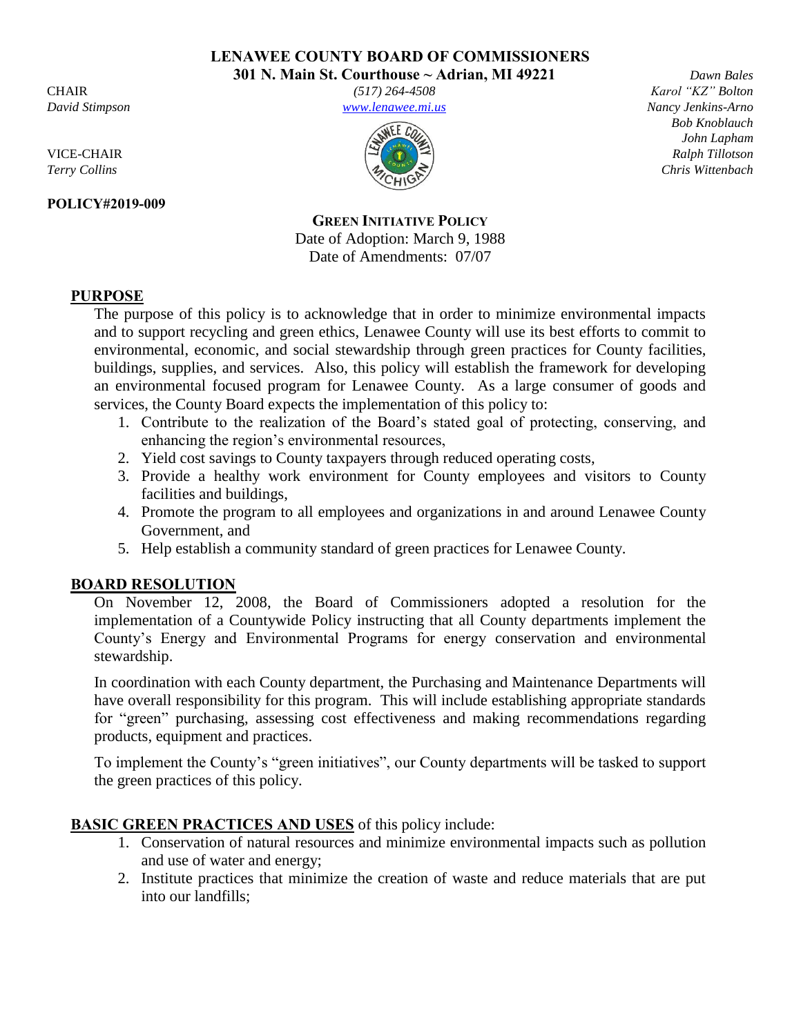# LENAWEE COUNTY BOARD OF COMMISSIONERS

**301 N. Main St. Courthouse ~ Adrian, MI 49221**

*(517) 264-4508*

*www.lenawee.mi.us*

CHAIR
*David Stimpson*

VICE-CHAIR
*Terry Collins*

*Dawn Bales*
*Karol "KZ" Bolton*
*Nancy Jenkins-Arno*
*Bob Knoblauch*
*John Lapham*
*Ralph Tillotson*
*Chris Wittenbach*

**POLICY#2019-009**

## GREEN INITIATIVE POLICY

Date of Adoption: March 9, 1988
Date of Amendments: 07/07

## PURPOSE

The purpose of this policy is to acknowledge that in order to minimize environmental impacts and to support recycling and green ethics, Lenawee County will use its best efforts to commit to environmental, economic, and social stewardship through green practices for County facilities, buildings, supplies, and services. Also, this policy will establish the framework for developing an environmental focused program for Lenawee County. As a large consumer of goods and services, the County Board expects the implementation of this policy to:

1. Contribute to the realization of the Board's stated goal of protecting, conserving, and enhancing the region's environmental resources,
2. Yield cost savings to County taxpayers through reduced operating costs,
3. Provide a healthy work environment for County employees and visitors to County facilities and buildings,
4. Promote the program to all employees and organizations in and around Lenawee County Government, and
5. Help establish a community standard of green practices for Lenawee County.

## BOARD RESOLUTION

On November 12, 2008, the Board of Commissioners adopted a resolution for the implementation of a Countywide Policy instructing that all County departments implement the County's Energy and Environmental Programs for energy conservation and environmental stewardship.

In coordination with each County department, the Purchasing and Maintenance Departments will have overall responsibility for this program. This will include establishing appropriate standards for "green" purchasing, assessing cost effectiveness and making recommendations regarding products, equipment and practices.

To implement the County's "green initiatives", our County departments will be tasked to support the green practices of this policy.

**BASIC GREEN PRACTICES AND USES** of this policy include:

1. Conservation of natural resources and minimize environmental impacts such as pollution and use of water and energy;
2. Institute practices that minimize the creation of waste and reduce materials that are put into our landfills;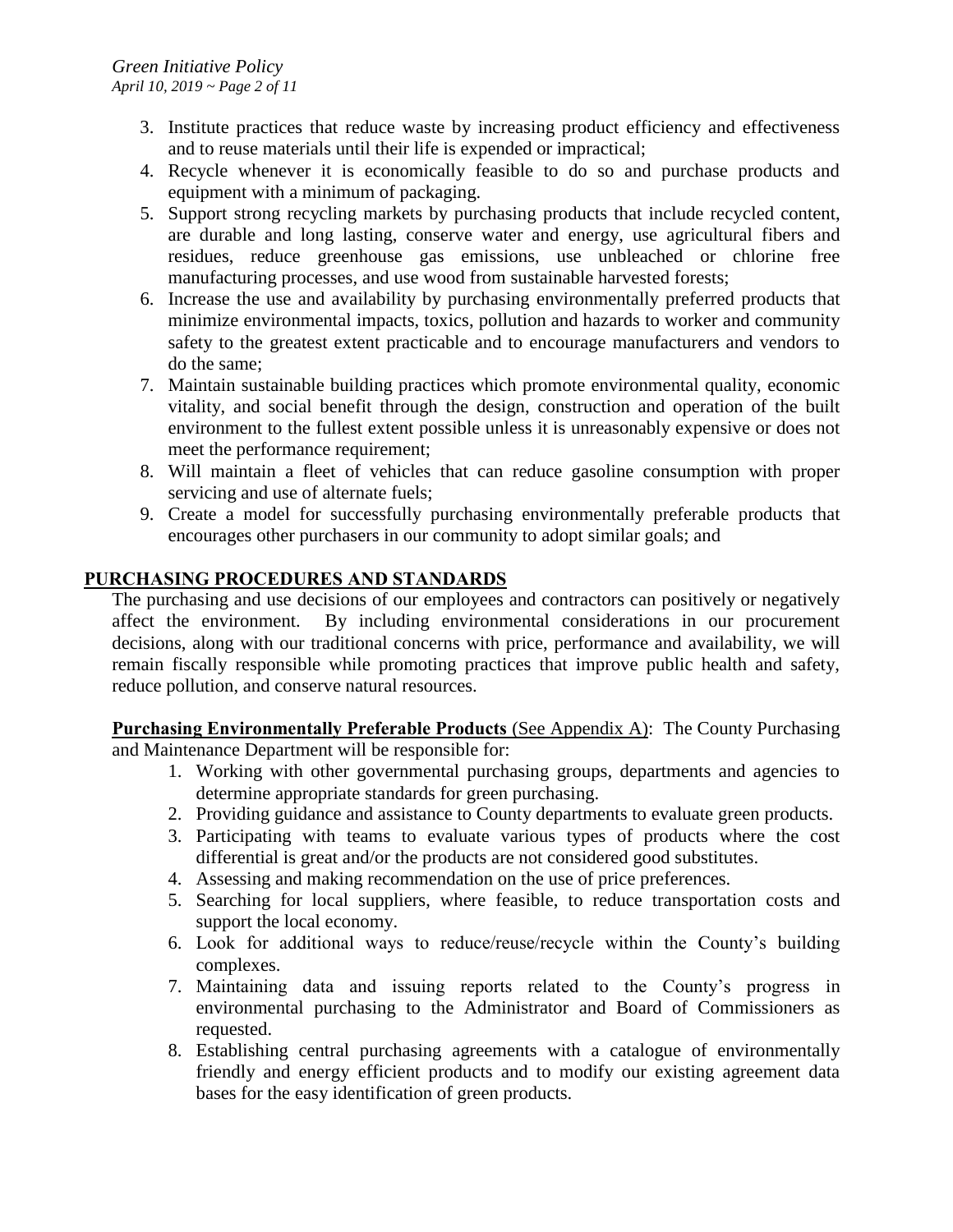3. Institute practices that reduce waste by increasing product efficiency and effectiveness and to reuse materials until their life is expended or impractical;
4. Recycle whenever it is economically feasible to do so and purchase products and equipment with a minimum of packaging.
5. Support strong recycling markets by purchasing products that include recycled content, are durable and long lasting, conserve water and energy, use agricultural fibers and residues, reduce greenhouse gas emissions, use unbleached or chlorine free manufacturing processes, and use wood from sustainable harvested forests;
6. Increase the use and availability by purchasing environmentally preferred products that minimize environmental impacts, toxics, pollution and hazards to worker and community safety to the greatest extent practicable and to encourage manufacturers and vendors to do the same;
7. Maintain sustainable building practices which promote environmental quality, economic vitality, and social benefit through the design, construction and operation of the built environment to the fullest extent possible unless it is unreasonably expensive or does not meet the performance requirement;
8. Will maintain a fleet of vehicles that can reduce gasoline consumption with proper servicing and use of alternate fuels;
9. Create a model for successfully purchasing environmentally preferable products that encourages other purchasers in our community to adopt similar goals; and

## PURCHASING PROCEDURES AND STANDARDS

The purchasing and use decisions of our employees and contractors can positively or negatively affect the environment. By including environmental considerations in our procurement decisions, along with our traditional concerns with price, performance and availability, we will remain fiscally responsible while promoting practices that improve public health and safety, reduce pollution, and conserve natural resources.

**Purchasing Environmentally Preferable Products** (See Appendix A): The County Purchasing and Maintenance Department will be responsible for:

1. Working with other governmental purchasing groups, departments and agencies to determine appropriate standards for green purchasing.
2. Providing guidance and assistance to County departments to evaluate green products.
3. Participating with teams to evaluate various types of products where the cost differential is great and/or the products are not considered good substitutes.
4. Assessing and making recommendation on the use of price preferences.
5. Searching for local suppliers, where feasible, to reduce transportation costs and support the local economy.
6. Look for additional ways to reduce/reuse/recycle within the County's building complexes.
7. Maintaining data and issuing reports related to the County's progress in environmental purchasing to the Administrator and Board of Commissioners as requested.
8. Establishing central purchasing agreements with a catalogue of environmentally friendly and energy efficient products and to modify our existing agreement data bases for the easy identification of green products.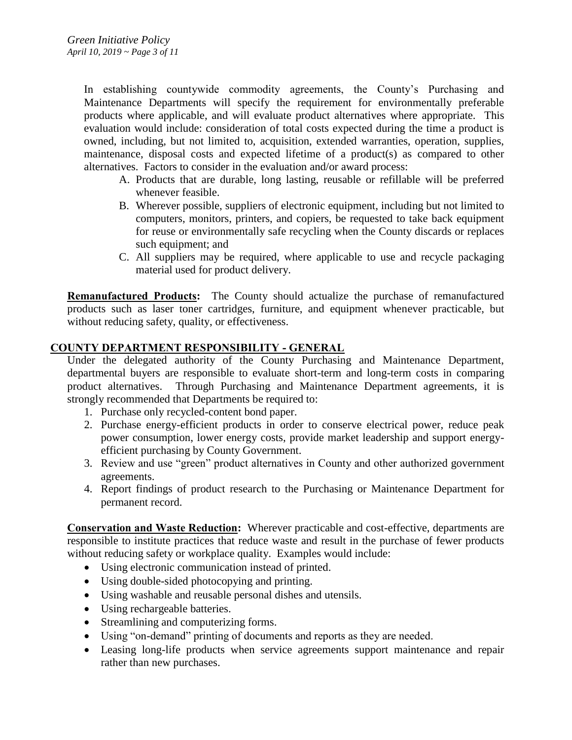In establishing countywide commodity agreements, the County's Purchasing and Maintenance Departments will specify the requirement for environmentally preferable products where applicable, and will evaluate product alternatives where appropriate. This evaluation would include: consideration of total costs expected during the time a product is owned, including, but not limited to, acquisition, extended warranties, operation, supplies, maintenance, disposal costs and expected lifetime of a product(s) as compared to other alternatives. Factors to consider in the evaluation and/or award process:

A. Products that are durable, long lasting, reusable or refillable will be preferred whenever feasible.
B. Wherever possible, suppliers of electronic equipment, including but not limited to computers, monitors, printers, and copiers, be requested to take back equipment for reuse or environmentally safe recycling when the County discards or replaces such equipment; and
C. All suppliers may be required, where applicable to use and recycle packaging material used for product delivery.

**Remanufactured Products:** The County should actualize the purchase of remanufactured products such as laser toner cartridges, furniture, and equipment whenever practicable, but without reducing safety, quality, or effectiveness.

## COUNTY DEPARTMENT RESPONSIBILITY - GENERAL

Under the delegated authority of the County Purchasing and Maintenance Department, departmental buyers are responsible to evaluate short-term and long-term costs in comparing product alternatives. Through Purchasing and Maintenance Department agreements, it is strongly recommended that Departments be required to:

1. Purchase only recycled-content bond paper.
2. Purchase energy-efficient products in order to conserve electrical power, reduce peak power consumption, lower energy costs, provide market leadership and support energy-efficient purchasing by County Government.
3. Review and use "green" product alternatives in County and other authorized government agreements.
4. Report findings of product research to the Purchasing or Maintenance Department for permanent record.

**Conservation and Waste Reduction:** Wherever practicable and cost-effective, departments are responsible to institute practices that reduce waste and result in the purchase of fewer products without reducing safety or workplace quality. Examples would include:

- Using electronic communication instead of printed.
- Using double-sided photocopying and printing.
- Using washable and reusable personal dishes and utensils.
- Using rechargeable batteries.
- Streamlining and computerizing forms.
- Using "on-demand" printing of documents and reports as they are needed.
- Leasing long-life products when service agreements support maintenance and repair rather than new purchases.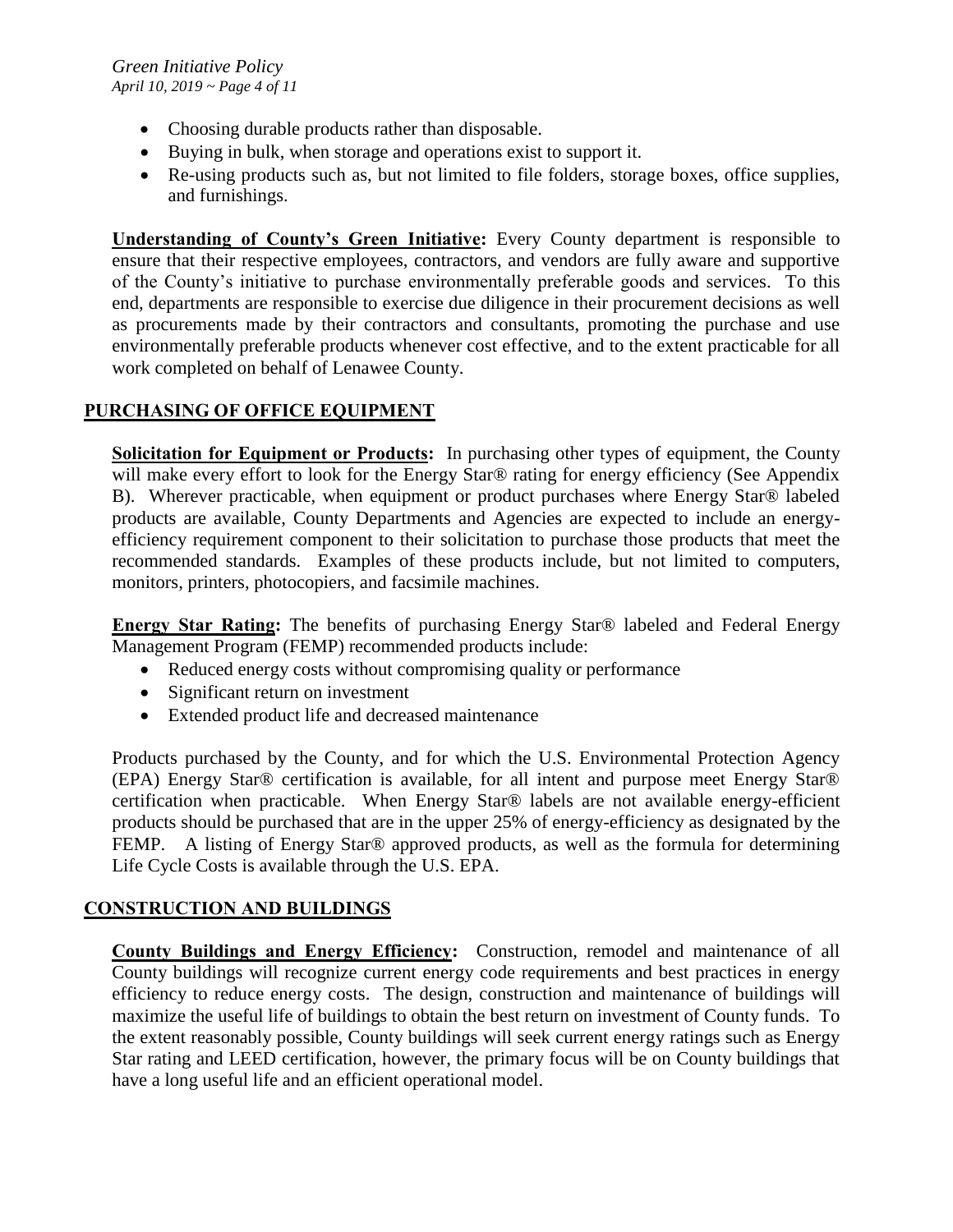- Choosing durable products rather than disposable.
- Buying in bulk, when storage and operations exist to support it.
- Re-using products such as, but not limited to file folders, storage boxes, office supplies, and furnishings.

**Understanding of County's Green Initiative:** Every County department is responsible to ensure that their respective employees, contractors, and vendors are fully aware and supportive of the County's initiative to purchase environmentally preferable goods and services. To this end, departments are responsible to exercise due diligence in their procurement decisions as well as procurements made by their contractors and consultants, promoting the purchase and use environmentally preferable products whenever cost effective, and to the extent practicable for all work completed on behalf of Lenawee County.

## PURCHASING OF OFFICE EQUIPMENT

**Solicitation for Equipment or Products:** In purchasing other types of equipment, the County will make every effort to look for the Energy Star® rating for energy efficiency (See Appendix B). Wherever practicable, when equipment or product purchases where Energy Star® labeled products are available, County Departments and Agencies are expected to include an energy-efficiency requirement component to their solicitation to purchase those products that meet the recommended standards. Examples of these products include, but not limited to computers, monitors, printers, photocopiers, and facsimile machines.

**Energy Star Rating:** The benefits of purchasing Energy Star® labeled and Federal Energy Management Program (FEMP) recommended products include:

- Reduced energy costs without compromising quality or performance
- Significant return on investment
- Extended product life and decreased maintenance

Products purchased by the County, and for which the U.S. Environmental Protection Agency (EPA) Energy Star® certification is available, for all intent and purpose meet Energy Star® certification when practicable. When Energy Star® labels are not available energy-efficient products should be purchased that are in the upper 25% of energy-efficiency as designated by the FEMP. A listing of Energy Star® approved products, as well as the formula for determining Life Cycle Costs is available through the U.S. EPA.

## CONSTRUCTION AND BUILDINGS

**County Buildings and Energy Efficiency:** Construction, remodel and maintenance of all County buildings will recognize current energy code requirements and best practices in energy efficiency to reduce energy costs. The design, construction and maintenance of buildings will maximize the useful life of buildings to obtain the best return on investment of County funds. To the extent reasonably possible, County buildings will seek current energy ratings such as Energy Star rating and LEED certification, however, the primary focus will be on County buildings that have a long useful life and an efficient operational model.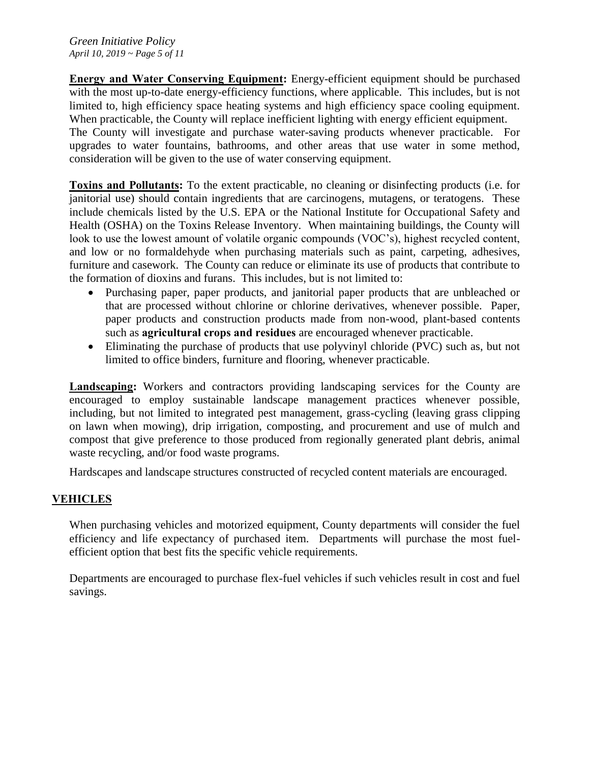**Energy and Water Conserving Equipment:** Energy-efficient equipment should be purchased with the most up-to-date energy-efficiency functions, where applicable. This includes, but is not limited to, high efficiency space heating systems and high efficiency space cooling equipment. When practicable, the County will replace inefficient lighting with energy efficient equipment. The County will investigate and purchase water-saving products whenever practicable. For upgrades to water fountains, bathrooms, and other areas that use water in some method, consideration will be given to the use of water conserving equipment.

**Toxins and Pollutants:** To the extent practicable, no cleaning or disinfecting products (i.e. for janitorial use) should contain ingredients that are carcinogens, mutagens, or teratogens. These include chemicals listed by the U.S. EPA or the National Institute for Occupational Safety and Health (OSHA) on the Toxins Release Inventory. When maintaining buildings, the County will look to use the lowest amount of volatile organic compounds (VOC's), highest recycled content, and low or no formaldehyde when purchasing materials such as paint, carpeting, adhesives, furniture and casework. The County can reduce or eliminate its use of products that contribute to the formation of dioxins and furans. This includes, but is not limited to:

- Purchasing paper, paper products, and janitorial paper products that are unbleached or that are processed without chlorine or chlorine derivatives, whenever possible. Paper, paper products and construction products made from non-wood, plant-based contents such as **agricultural crops and residues** are encouraged whenever practicable.
- Eliminating the purchase of products that use polyvinyl chloride (PVC) such as, but not limited to office binders, furniture and flooring, whenever practicable.

**Landscaping:** Workers and contractors providing landscaping services for the County are encouraged to employ sustainable landscape management practices whenever possible, including, but not limited to integrated pest management, grass-cycling (leaving grass clipping on lawn when mowing), drip irrigation, composting, and procurement and use of mulch and compost that give preference to those produced from regionally generated plant debris, animal waste recycling, and/or food waste programs.

Hardscapes and landscape structures constructed of recycled content materials are encouraged.

## VEHICLES

When purchasing vehicles and motorized equipment, County departments will consider the fuel efficiency and life expectancy of purchased item. Departments will purchase the most fuel-efficient option that best fits the specific vehicle requirements.

Departments are encouraged to purchase flex-fuel vehicles if such vehicles result in cost and fuel savings.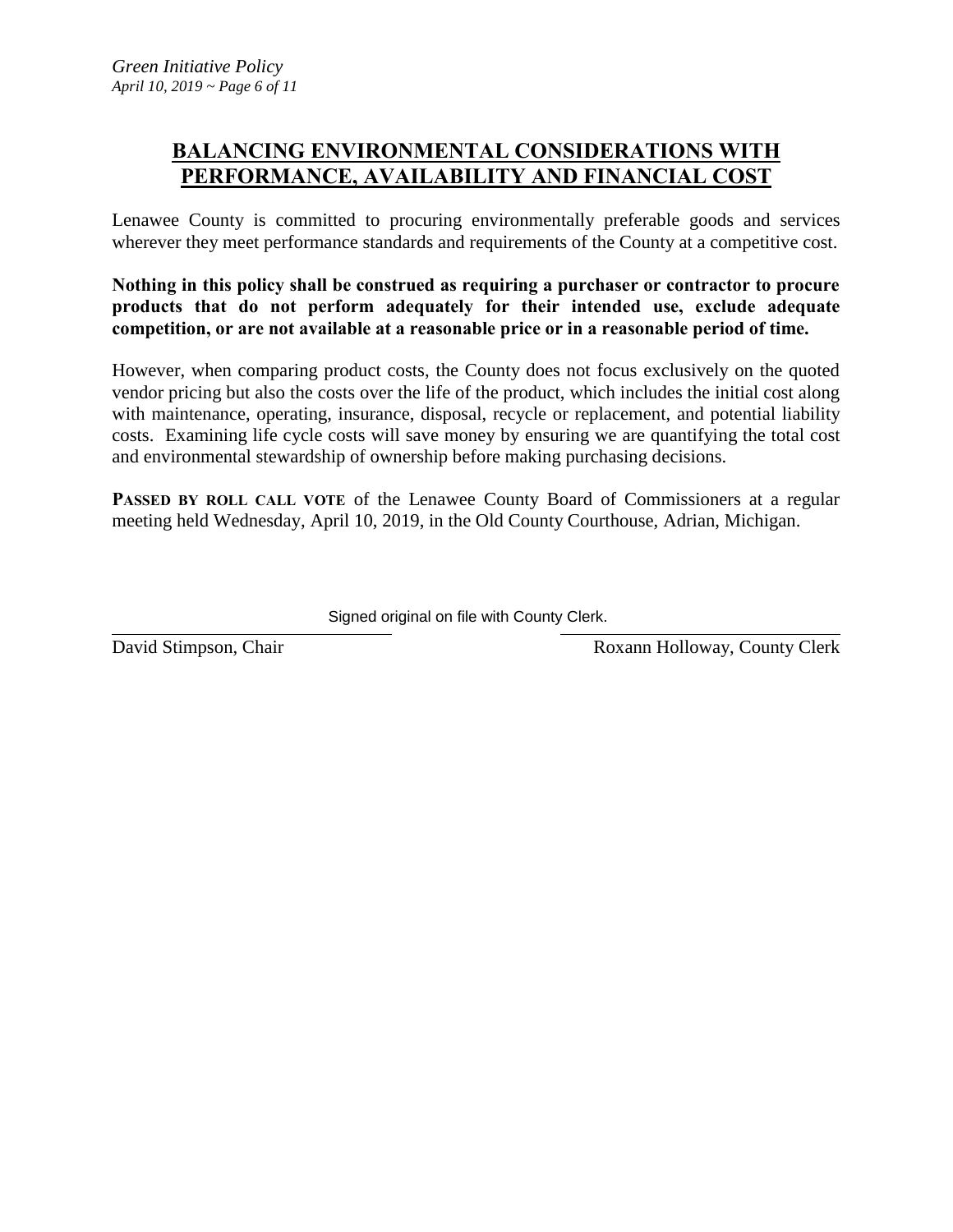## BALANCING ENVIRONMENTAL CONSIDERATIONS WITH PERFORMANCE, AVAILABILITY AND FINANCIAL COST

Lenawee County is committed to procuring environmentally preferable goods and services wherever they meet performance standards and requirements of the County at a competitive cost.

**Nothing in this policy shall be construed as requiring a purchaser or contractor to procure products that do not perform adequately for their intended use, exclude adequate competition, or are not available at a reasonable price or in a reasonable period of time.**

However, when comparing product costs, the County does not focus exclusively on the quoted vendor pricing but also the costs over the life of the product, which includes the initial cost along with maintenance, operating, insurance, disposal, recycle or replacement, and potential liability costs. Examining life cycle costs will save money by ensuring we are quantifying the total cost and environmental stewardship of ownership before making purchasing decisions.

**PASSED BY ROLL CALL VOTE** of the Lenawee County Board of Commissioners at a regular meeting held Wednesday, April 10, 2019, in the Old County Courthouse, Adrian, Michigan.

Signed original on file with County Clerk.

David Stimpson, Chair

Roxann Holloway, County Clerk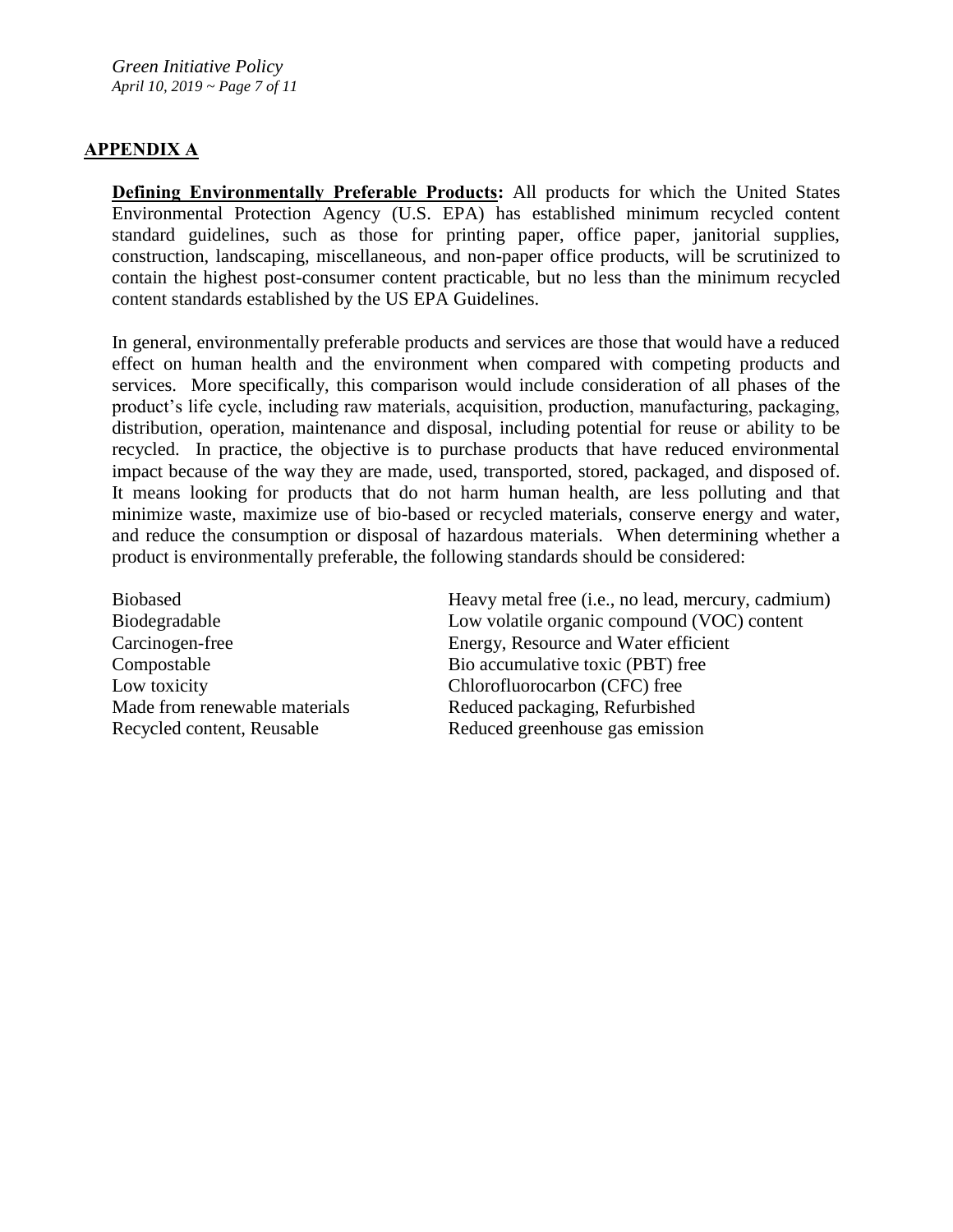## APPENDIX A

**Defining Environmentally Preferable Products:** All products for which the United States Environmental Protection Agency (U.S. EPA) has established minimum recycled content standard guidelines, such as those for printing paper, office paper, janitorial supplies, construction, landscaping, miscellaneous, and non-paper office products, will be scrutinized to contain the highest post-consumer content practicable, but no less than the minimum recycled content standards established by the US EPA Guidelines.

In general, environmentally preferable products and services are those that would have a reduced effect on human health and the environment when compared with competing products and services. More specifically, this comparison would include consideration of all phases of the product's life cycle, including raw materials, acquisition, production, manufacturing, packaging, distribution, operation, maintenance and disposal, including potential for reuse or ability to be recycled. In practice, the objective is to purchase products that have reduced environmental impact because of the way they are made, used, transported, stored, packaged, and disposed of. It means looking for products that do not harm human health, are less polluting and that minimize waste, maximize use of bio-based or recycled materials, conserve energy and water, and reduce the consumption or disposal of hazardous materials. When determining whether a product is environmentally preferable, the following standards should be considered:

- Biobased
- Biodegradable
- Carcinogen-free
- Compostable
- Low toxicity
- Made from renewable materials
- Recycled content, Reusable
- Heavy metal free (i.e., no lead, mercury, cadmium)
- Low volatile organic compound (VOC) content
- Energy, Resource and Water efficient
- Bio accumulative toxic (PBT) free
- Chlorofluorocarbon (CFC) free
- Reduced packaging, Refurbished
- Reduced greenhouse gas emission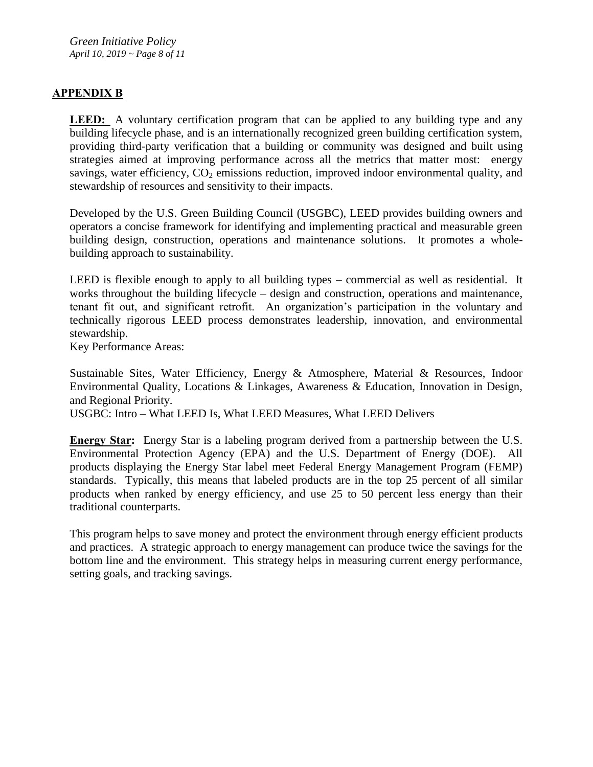## APPENDIX B

**LEED:** A voluntary certification program that can be applied to any building type and any building lifecycle phase, and is an internationally recognized green building certification system, providing third-party verification that a building or community was designed and built using strategies aimed at improving performance across all the metrics that matter most: energy savings, water efficiency, $CO_2$ emissions reduction, improved indoor environmental quality, and stewardship of resources and sensitivity to their impacts.

Developed by the U.S. Green Building Council (USGBC), LEED provides building owners and operators a concise framework for identifying and implementing practical and measurable green building design, construction, operations and maintenance solutions. It promotes a whole-building approach to sustainability.

LEED is flexible enough to apply to all building types – commercial as well as residential. It works throughout the building lifecycle – design and construction, operations and maintenance, tenant fit out, and significant retrofit. An organization's participation in the voluntary and technically rigorous LEED process demonstrates leadership, innovation, and environmental stewardship.

Key Performance Areas:

Sustainable Sites, Water Efficiency, Energy & Atmosphere, Material & Resources, Indoor Environmental Quality, Locations & Linkages, Awareness & Education, Innovation in Design, and Regional Priority.

USGBC: Intro – What LEED Is, What LEED Measures, What LEED Delivers

**Energy Star:** Energy Star is a labeling program derived from a partnership between the U.S. Environmental Protection Agency (EPA) and the U.S. Department of Energy (DOE). All products displaying the Energy Star label meet Federal Energy Management Program (FEMP) standards. Typically, this means that labeled products are in the top 25 percent of all similar products when ranked by energy efficiency, and use 25 to 50 percent less energy than their traditional counterparts.

This program helps to save money and protect the environment through energy efficient products and practices. A strategic approach to energy management can produce twice the savings for the bottom line and the environment. This strategy helps in measuring current energy performance, setting goals, and tracking savings.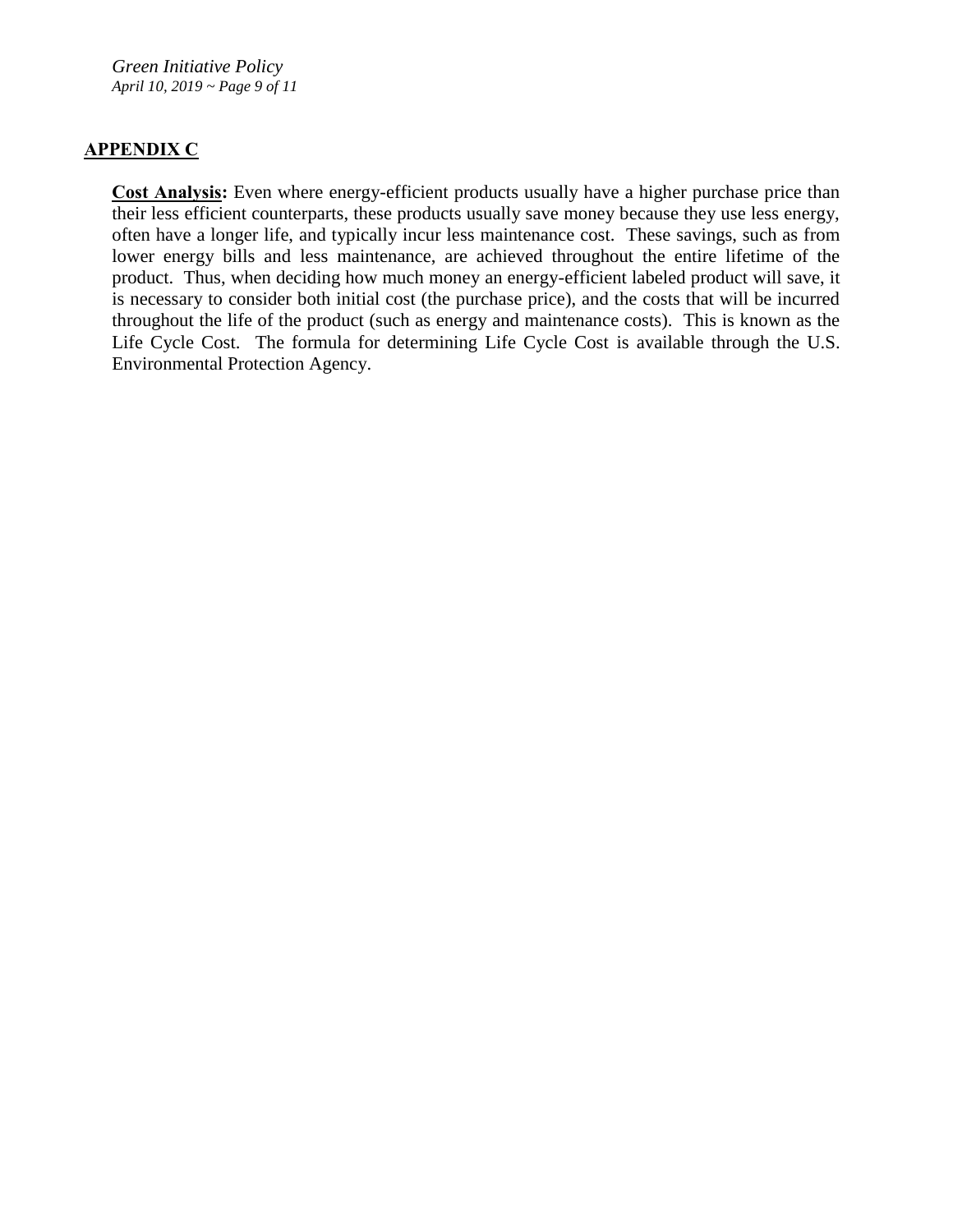## APPENDIX C

**Cost Analysis:** Even where energy-efficient products usually have a higher purchase price than their less efficient counterparts, these products usually save money because they use less energy, often have a longer life, and typically incur less maintenance cost. These savings, such as from lower energy bills and less maintenance, are achieved throughout the entire lifetime of the product. Thus, when deciding how much money an energy-efficient labeled product will save, it is necessary to consider both initial cost (the purchase price), and the costs that will be incurred throughout the life of the product (such as energy and maintenance costs). This is known as the Life Cycle Cost. The formula for determining Life Cycle Cost is available through the U.S. Environmental Protection Agency.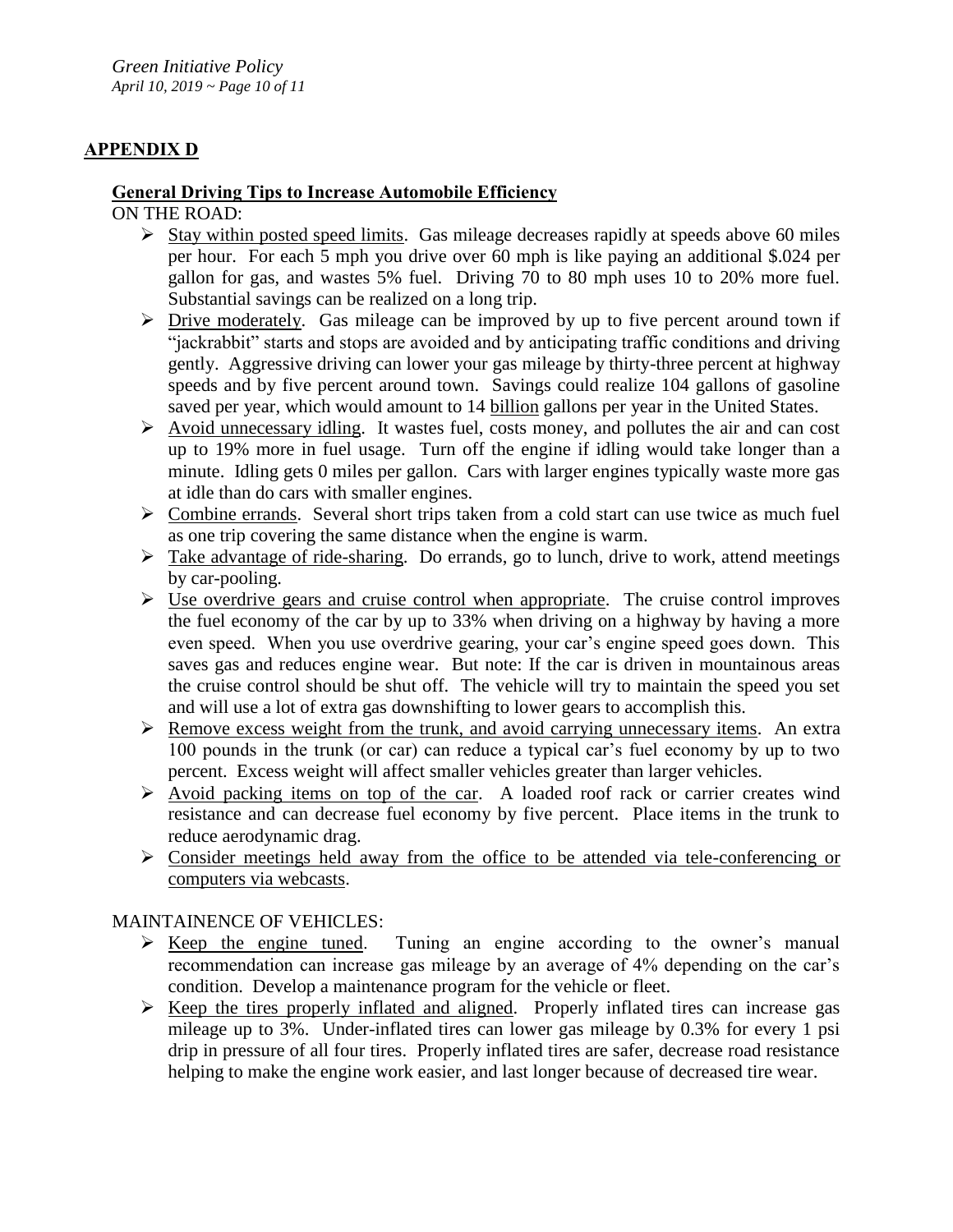## APPENDIX D

### General Driving Tips to Increase Automobile Efficiency

ON THE ROAD:

- Stay within posted speed limits. Gas mileage decreases rapidly at speeds above 60 miles per hour. For each 5 mph you drive over 60 mph is like paying an additional $.024 per gallon for gas, and wastes 5% fuel. Driving 70 to 80 mph uses 10 to 20% more fuel. Substantial savings can be realized on a long trip.
- Drive moderately. Gas mileage can be improved by up to five percent around town if "jackrabbit" starts and stops are avoided and by anticipating traffic conditions and driving gently. Aggressive driving can lower your gas mileage by thirty-three percent at highway speeds and by five percent around town. Savings could realize 104 gallons of gasoline saved per year, which would amount to 14 billion gallons per year in the United States.
- Avoid unnecessary idling. It wastes fuel, costs money, and pollutes the air and can cost up to 19% more in fuel usage. Turn off the engine if idling would take longer than a minute. Idling gets 0 miles per gallon. Cars with larger engines typically waste more gas at idle than do cars with smaller engines.
- Combine errands. Several short trips taken from a cold start can use twice as much fuel as one trip covering the same distance when the engine is warm.
- Take advantage of ride-sharing. Do errands, go to lunch, drive to work, attend meetings by car-pooling.
- Use overdrive gears and cruise control when appropriate. The cruise control improves the fuel economy of the car by up to 33% when driving on a highway by having a more even speed. When you use overdrive gearing, your car's engine speed goes down. This saves gas and reduces engine wear. But note: If the car is driven in mountainous areas the cruise control should be shut off. The vehicle will try to maintain the speed you set and will use a lot of extra gas downshifting to lower gears to accomplish this.
- Remove excess weight from the trunk, and avoid carrying unnecessary items. An extra 100 pounds in the trunk (or car) can reduce a typical car's fuel economy by up to two percent. Excess weight will affect smaller vehicles greater than larger vehicles.
- Avoid packing items on top of the car. A loaded roof rack or carrier creates wind resistance and can decrease fuel economy by five percent. Place items in the trunk to reduce aerodynamic drag.
- Consider meetings held away from the office to be attended via tele-conferencing or computers via webcasts.

MAINTAINENCE OF VEHICLES:

- Keep the engine tuned. Tuning an engine according to the owner's manual recommendation can increase gas mileage by an average of 4% depending on the car's condition. Develop a maintenance program for the vehicle or fleet.
- Keep the tires properly inflated and aligned. Properly inflated tires can increase gas mileage up to 3%. Under-inflated tires can lower gas mileage by 0.3% for every 1 psi drip in pressure of all four tires. Properly inflated tires are safer, decrease road resistance helping to make the engine work easier, and last longer because of decreased tire wear.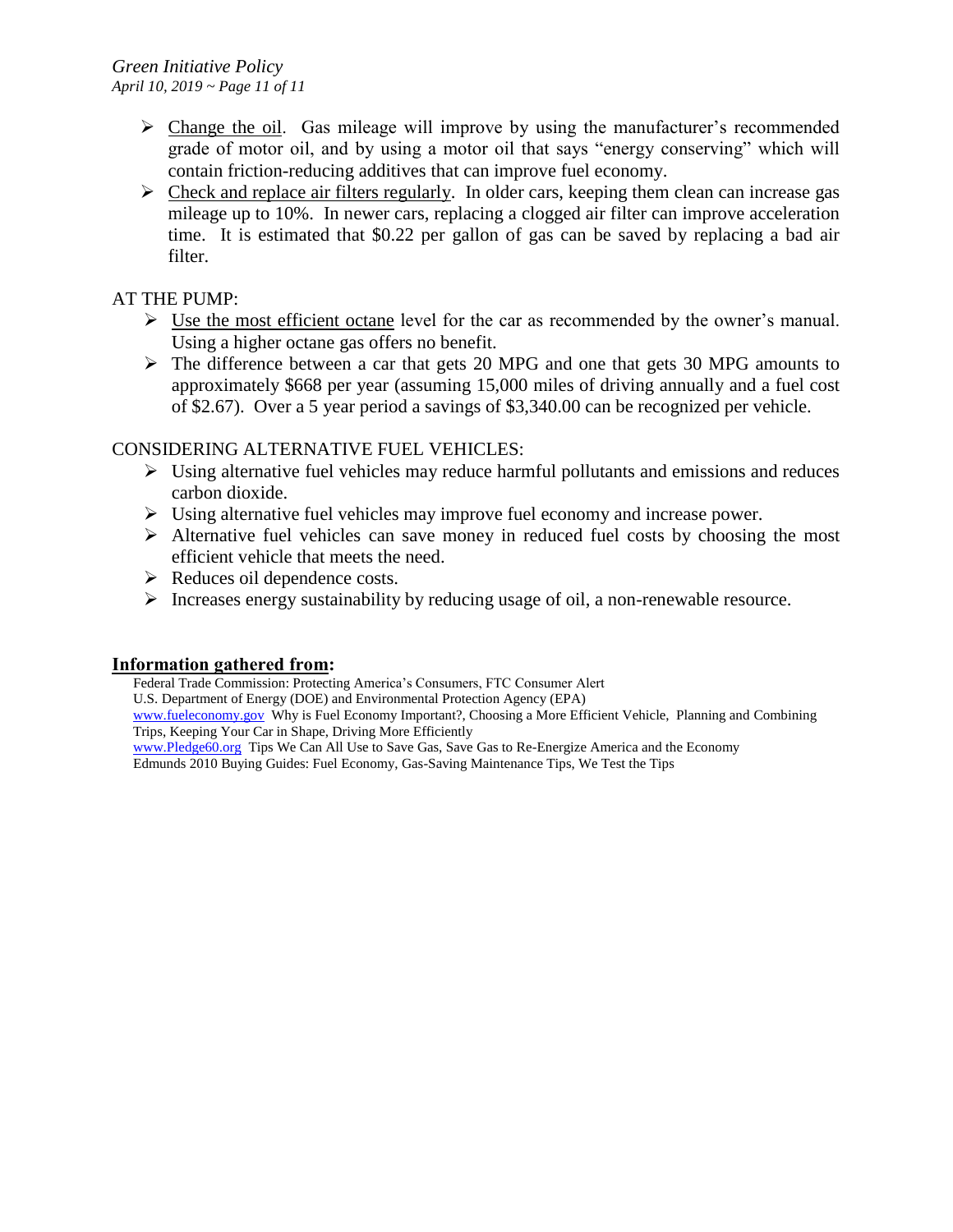- Change the oil. Gas mileage will improve by using the manufacturer's recommended grade of motor oil, and by using a motor oil that says "energy conserving" which will contain friction-reducing additives that can improve fuel economy.
- Check and replace air filters regularly. In older cars, keeping them clean can increase gas mileage up to 10%. In newer cars, replacing a clogged air filter can improve acceleration time. It is estimated that $0.22 per gallon of gas can be saved by replacing a bad air filter.

AT THE PUMP:

- Use the most efficient octane level for the car as recommended by the owner's manual. Using a higher octane gas offers no benefit.
- The difference between a car that gets 20 MPG and one that gets 30 MPG amounts to approximately $668 per year (assuming 15,000 miles of driving annually and a fuel cost of $2.67). Over a 5 year period a savings of $3,340.00 can be recognized per vehicle.

CONSIDERING ALTERNATIVE FUEL VEHICLES:

- Using alternative fuel vehicles may reduce harmful pollutants and emissions and reduces carbon dioxide.
- Using alternative fuel vehicles may improve fuel economy and increase power.
- Alternative fuel vehicles can save money in reduced fuel costs by choosing the most efficient vehicle that meets the need.
- Reduces oil dependence costs.
- Increases energy sustainability by reducing usage of oil, a non-renewable resource.

**Information gathered from:**

Federal Trade Commission: Protecting America's Consumers, FTC Consumer Alert
U.S. Department of Energy (DOE) and Environmental Protection Agency (EPA)
www.fueleconomy.gov Why is Fuel Economy Important?, Choosing a More Efficient Vehicle, Planning and Combining Trips, Keeping Your Car in Shape, Driving More Efficiently
www.Pledge60.org Tips We Can All Use to Save Gas, Save Gas to Re-Energize America and the Economy
Edmunds 2010 Buying Guides: Fuel Economy, Gas-Saving Maintenance Tips, We Test the Tips